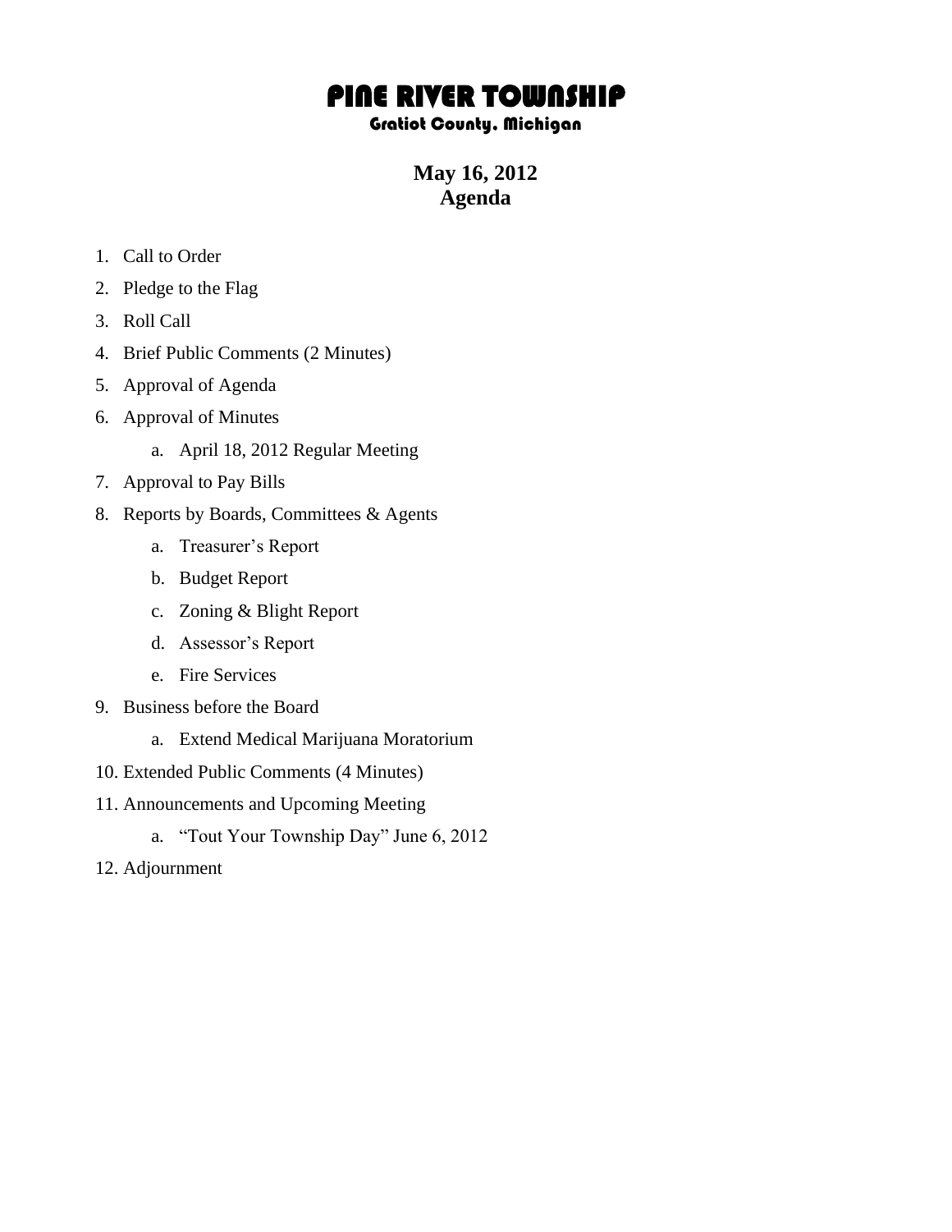# PINE RIVER TOWNSHIP

## Gratiot County, Michigan

**May 16, 2012**
**Agenda**

1. Call to Order
2. Pledge to the Flag
3. Roll Call
4. Brief Public Comments (2 Minutes)
5. Approval of Agenda
6. Approval of Minutes
    a. April 18, 2012 Regular Meeting
7. Approval to Pay Bills
8. Reports by Boards, Committees & Agents
    a. Treasurer's Report
    b. Budget Report
    c. Zoning & Blight Report
    d. Assessor's Report
    e. Fire Services
9. Business before the Board
    a. Extend Medical Marijuana Moratorium
10. Extended Public Comments (4 Minutes)
11. Announcements and Upcoming Meeting
    a. "Tout Your Township Day" June 6, 2012
12. Adjournment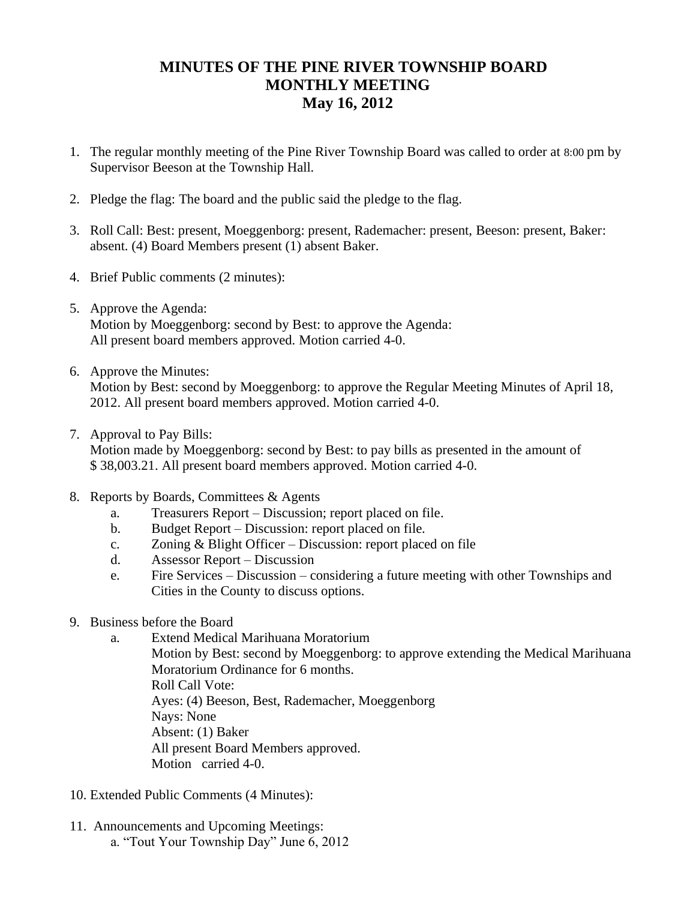# MINUTES OF THE PINE RIVER TOWNSHIP BOARD MONTHLY MEETING May 16, 2012

1. The regular monthly meeting of the Pine River Township Board was called to order at 8:00 pm by Supervisor Beeson at the Township Hall.

2. Pledge the flag: The board and the public said the pledge to the flag.

3. Roll Call: Best: present, Moeggenborg: present, Rademacher: present, Beeson: present, Baker: absent. (4) Board Members present (1) absent Baker.

4. Brief Public comments (2 minutes):

5. Approve the Agenda:
   Motion by Moeggenborg: second by Best: to approve the Agenda:
   All present board members approved. Motion carried 4-0.

6. Approve the Minutes:
   Motion by Best: second by Moeggenborg: to approve the Regular Meeting Minutes of April 18, 2012. All present board members approved. Motion carried 4-0.

7. Approval to Pay Bills:
   Motion made by Moeggenborg: second by Best: to pay bills as presented in the amount of $ 38,003.21. All present board members approved. Motion carried 4-0.

8. Reports by Boards, Committees & Agents
   a. Treasurers Report – Discussion; report placed on file.
   b. Budget Report – Discussion: report placed on file.
   c. Zoning & Blight Officer – Discussion: report placed on file
   d. Assessor Report – Discussion
   e. Fire Services – Discussion – considering a future meeting with other Townships and Cities in the County to discuss options.

9. Business before the Board
   a. Extend Medical Marihuana Moratorium
      Motion by Best: second by Moeggenborg: to approve extending the Medical Marihuana Moratorium Ordinance for 6 months.
      Roll Call Vote:
      Ayes: (4) Beeson, Best, Rademacher, Moeggenborg
      Nays: None
      Absent: (1) Baker
      All present Board Members approved.
      Motion carried 4-0.

10. Extended Public Comments (4 Minutes):

11. Announcements and Upcoming Meetings:
    a. "Tout Your Township Day" June 6, 2012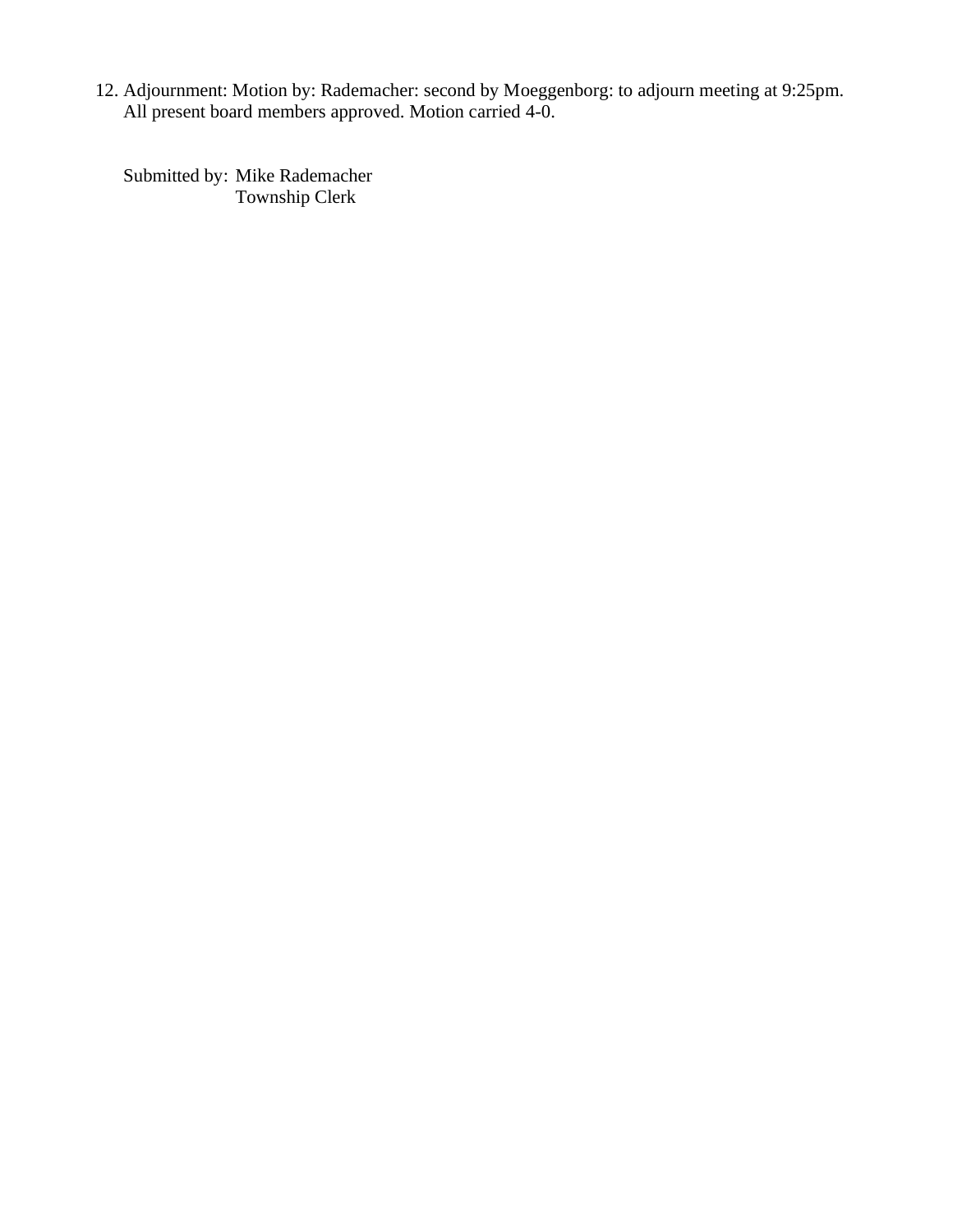12. Adjournment: Motion by: Rademacher: second by Moeggenborg: to adjourn meeting at 9:25pm. All present board members approved. Motion carried 4-0.

Submitted by: Mike Rademacher
Township Clerk